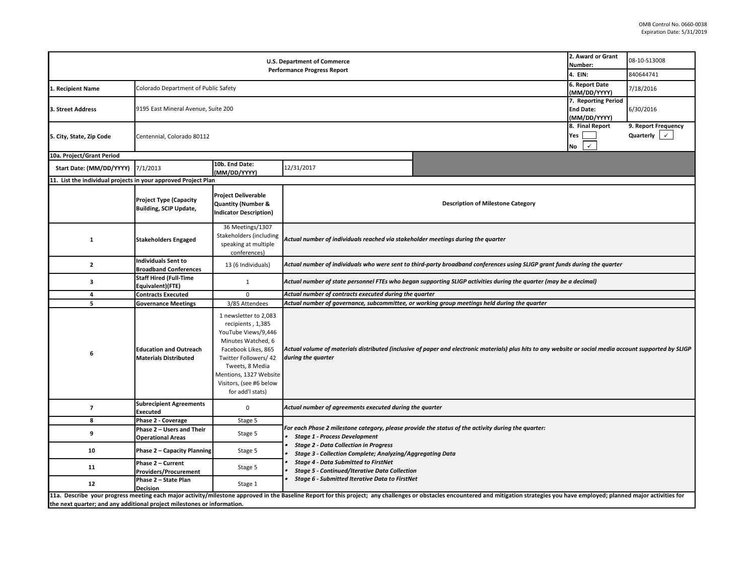OMB Control No. 0660-0038
Expiration Date: 5/31/2019

| U.S. Department of Commerce<br>Performance Progress Report | | | | 2. Award or Grant Number: | 08-10-S13008 |
|---|---|---|---|---|---|
| | | | | 4. EIN: | 840644741 |
| 1. Recipient Name | Colorado Department of Public Safety | | | 6. Report Date (MM/DD/YYYY) | 7/18/2016 |
| 3. Street Address | 9195 East Mineral Avenue, Suite 200 | | | 7. Reporting Period End Date: (MM/DD/YYYY) | 6/30/2016 |
| 5. City, State, Zip Code | Centennial, Colorado 80112 | | | 8. Final Report<br>Yes ☐<br>No ✓ | 9. Report Frequency<br>Quarterly ✓ |
| 10a. Project/Grant Period | | | | | |
| Start Date: (MM/DD/YYYY) | 7/1/2013 | 10b. End Date: (MM/DD/YYYY) | 12/31/2017 | | |

**11. List the individual projects in your approved Project Plan**

| | Project Type (Capacity Building, SCIP Update, | Project Deliverable Quantity (Number & Indicator Description) | Description of Milestone Category |
|---|---|---|---|
| 1 | Stakeholders Engaged | 36 Meetings/1307 Stakeholders (including speaking at multiple conferences) | *Actual number of individuals reached via stakeholder meetings during the quarter* |
| 2 | Individuals Sent to Broadband Conferences | 13 (6 Individuals) | *Actual number of individuals who were sent to third-party broadband conferences using SLIGP grant funds during the quarter* |
| 3 | Staff Hired (Full-Time Equivalent)(FTE) | 1 | *Actual number of state personnel FTEs who began supporting SLIGP activities during the quarter (may be a decimal)* |
| 4 | Contracts Executed | 0 | *Actual number of contracts executed during the quarter* |
| 5 | Governance Meetings | 3/85 Attendees | *Actual number of governance, subcommittee, or working group meetings held during the quarter* |
| 6 | Education and Outreach Materials Distributed | 1 newsletter to 2,083 recipients , 1,385 YouTube Views/9,446 Minutes Watched, 6 Facebook Likes, 865 Twitter Followers/ 42 Tweets, 8 Media Mentions, 1327 Website Visitors, (see #6 below for add'l stats) | *Actual volume of materials distributed (inclusive of paper and electronic materials) plus hits to any website or social media account supported by SLIGP during the quarter* |
| 7 | Subrecipient Agreements Executed | 0 | *Actual number of agreements executed during the quarter* |
| 8 | Phase 2 - Coverage | Stage 5 | *For each Phase 2 milestone category, please provide the status of the activity during the quarter:*<br>• *Stage 1 - Process Development*<br>• *Stage 2 - Data Collection in Progress*<br>• *Stage 3 - Collection Complete; Analyzing/Aggregating Data*<br>• *Stage 4 - Data Submitted to FirstNet*<br>• *Stage 5 - Continued/Iterative Data Collection*<br>• *Stage 6 - Submitted Iterative Data to FirstNet* |
| 9 | Phase 2 – Users and Their Operational Areas | Stage 5 | |
| 10 | Phase 2 – Capacity Planning | Stage 5 | |
| 11 | Phase 2 – Current Providers/Procurement | Stage 5 | |
| 12 | Phase 2 – State Plan Decision | Stage 1 | |

**11a. Describe your progress meeting each major activity/milestone approved in the Baseline Report for this project; any challenges or obstacles encountered and mitigation strategies you have employed; planned major activities for the next quarter; and any additional project milestones or information.**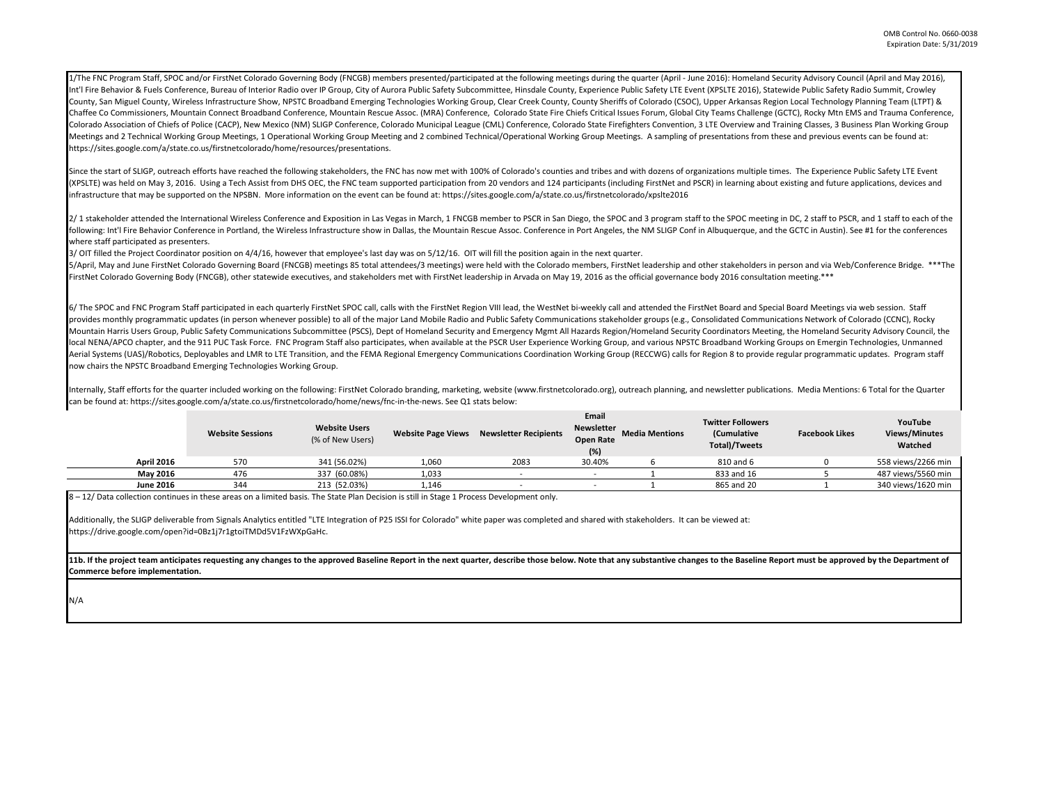1/The FNC Program Staff, SPOC and/or FirstNet Colorado Governing Body (FNCGB) members presented/participated at the following meetings during the quarter (April - June 2016): Homeland Security Advisory Council (April and May 2016), Int'l Fire Behavior & Fuels Conference, Bureau of Interior Radio over IP Group, City of Aurora Public Safety Subcommittee, Hinsdale County, Experience Public Safety LTE Event (XPSLTE 2016), Statewide Public Safety Radio Summit, Crowley County, San Miguel County, Wireless Infrastructure Show, NPSTC Broadband Emerging Technologies Working Group, Clear Creek County, County Sheriffs of Colorado (CSOC), Upper Arkansas Region Local Technology Planning Team (LTPT) & Chaffee Co Commissioners, Mountain Connect Broadband Conference, Mountain Rescue Assoc. (MRA) Conference, Colorado State Fire Chiefs Critical Issues Forum, Global City Teams Challenge (GCTC), Rocky Mtn EMS and Trauma Conference, Colorado Association of Chiefs of Police (CACP), New Mexico (NM) SLIGP Conference, Colorado Municipal League (CML) Conference, Colorado State Firefighters Convention, 3 LTE Overview and Training Classes, 3 Business Plan Working Group Meetings and 2 Technical Working Group Meetings, 1 Operational Working Group Meeting and 2 combined Technical/Operational Working Group Meetings. A sampling of presentations from these and previous events can be found at: https://sites.google.com/a/state.co.us/firstnetcolorado/home/resources/presentations.

Since the start of SLIGP, outreach efforts have reached the following stakeholders, the FNC has now met with 100% of Colorado's counties and tribes and with dozens of organizations multiple times. The Experience Public Safety LTE Event (XPSLTE) was held on May 3, 2016. Using a Tech Assist from DHS OEC, the FNC team supported participation from 20 vendors and 124 participants (including FirstNet and PSCR) in learning about existing and future applications, devices and infrastructure that may be supported on the NPSBN. More information on the event can be found at: https://sites.google.com/a/state.co.us/firstnetcolorado/xpslte2016

2/ 1 stakeholder attended the International Wireless Conference and Exposition in Las Vegas in March, 1 FNCGB member to PSCR in San Diego, the SPOC and 3 program staff to the SPOC meeting in DC, 2 staff to PSCR, and 1 staff to each of the following: Int'l Fire Behavior Conference in Portland, the Wireless Infrastructure show in Dallas, the Mountain Rescue Assoc. Conference in Port Angeles, the NM SLIGP Conf in Albuquerque, and the GCTC in Austin). See #1 for the conferences where staff participated as presenters.

3/ OIT filled the Project Coordinator position on 4/4/16, however that employee's last day was on 5/12/16. OIT will fill the position again in the next quarter.

5/April, May and June FirstNet Colorado Governing Board (FNCGB) meetings 85 total attendees/3 meetings) were held with the Colorado members, FirstNet leadership and other stakeholders in person and via Web/Conference Bridge. ***The FirstNet Colorado Governing Body (FNCGB), other statewide executives, and stakeholders met with FirstNet leadership in Arvada on May 19, 2016 as the official governance body 2016 consultation meeting.***

6/ The SPOC and FNC Program Staff participated in each quarterly FirstNet SPOC call, calls with the FirstNet Region VIII lead, the WestNet bi-weekly call and attended the FirstNet Board and Special Board Meetings via web session. Staff provides monthly programmatic updates (in person whenever possible) to all of the major Land Mobile Radio and Public Safety Communications stakeholder groups (e.g., Consolidated Communications Network of Colorado (CCNC), Rocky Mountain Harris Users Group, Public Safety Communications Subcommittee (PSCS), Dept of Homeland Security and Emergency Mgmt All Hazards Region/Homeland Security Coordinators Meeting, the Homeland Security Advisory Council, the local NENA/APCO chapter, and the 911 PUC Task Force. FNC Program Staff also participates, when available at the PSCR User Experience Working Group, and various NPSTC Broadband Working Groups on Emergin Technologies, Unmanned Aerial Systems (UAS)/Robotics, Deployables and LMR to LTE Transition, and the FEMA Regional Emergency Communications Coordination Working Group (RECCWG) calls for Region 8 to provide regular programmatic updates. Program staff now chairs the NPSTC Broadband Emerging Technologies Working Group.

Internally, Staff efforts for the quarter included working on the following: FirstNet Colorado branding, marketing, website (www.firstnetcolorado.org), outreach planning, and newsletter publications. Media Mentions: 6 Total for the Quarter can be found at: https://sites.google.com/a/state.co.us/firstnetcolorado/home/news/fnc-in-the-news. See Q1 stats below:

| | Website Sessions | Website Users (% of New Users) | Website Page Views | Newsletter Recipients | Email Newsletter Open Rate (%) | Media Mentions | Twitter Followers (Cumulative Total)/Tweets | Facebook Likes | YouTube Views/Minutes Watched |
|---|---|---|---|---|---|---|---|---|---|
| **April 2016** | 570 | 341 (56.02%) | 1,060 | 2083 | 30.40% | 6 | 810 and 6 | 0 | 558 views/2266 min |
| **May 2016** | 476 | 337 (60.08%) | 1,033 | - | - | 1 | 833 and 16 | 5 | 487 views/5560 min |
| **June 2016** | 344 | 213 (52.03%) | 1,146 | - | - | 1 | 865 and 20 | 1 | 340 views/1620 min |

8 – 12/ Data collection continues in these areas on a limited basis. The State Plan Decision is still in Stage 1 Process Development only.

Additionally, the SLIGP deliverable from Signals Analytics entitled "LTE Integration of P25 ISSI for Colorado" white paper was completed and shared with stakeholders. It can be viewed at: https://drive.google.com/open?id=0Bz1j7r1gtoiTMDd5V1FzWXpGaHc.

**11b. If the project team anticipates requesting any changes to the approved Baseline Report in the next quarter, describe those below. Note that any substantive changes to the Baseline Report must be approved by the Department of Commerce before implementation.**

N/A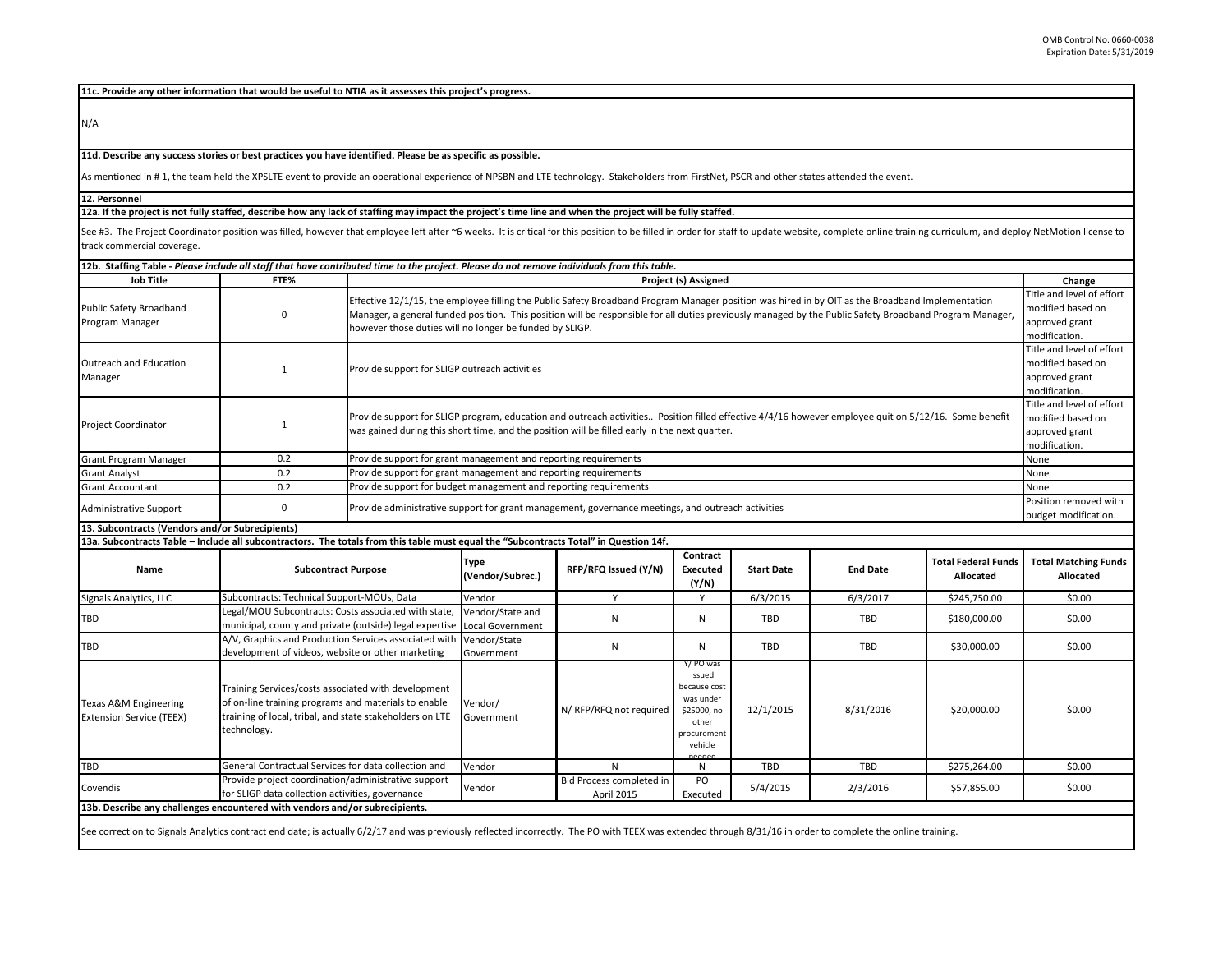**11c. Provide any other information that would be useful to NTIA as it assesses this project's progress.**

N/A

**11d. Describe any success stories or best practices you have identified. Please be as specific as possible.**

As mentioned in # 1, the team held the XPSLTE event to provide an operational experience of NPSBN and LTE technology. Stakeholders from FirstNet, PSCR and other states attended the event.

## 12. Personnel

**12a. If the project is not fully staffed, describe how any lack of staffing may impact the project's time line and when the project will be fully staffed.**

See #3. The Project Coordinator position was filled, however that employee left after ~6 weeks. It is critical for this position to be filled in order for staff to update website, complete online training curriculum, and deploy NetMotion license to track commercial coverage.

**12b. Staffing Table - *Please include all staff that have contributed time to the project. Please do not remove individuals from this table.***

| Job Title | FTE% | Project (s) Assigned | Change |
|---|---|---|---|
| Public Safety Broadband Program Manager | 0 | Effective 12/1/15, the employee filling the Public Safety Broadband Program Manager position was hired in by OIT as the Broadband Implementation Manager, a general funded position. This position will be responsible for all duties previously managed by the Public Safety Broadband Program Manager, however those duties will no longer be funded by SLIGP. | Title and level of effort modified based on approved grant modification. |
| Outreach and Education Manager | 1 | Provide support for SLIGP outreach activities | Title and level of effort modified based on approved grant modification. |
| Project Coordinator | 1 | Provide support for SLIGP program, education and outreach activities.. Position filled effective 4/4/16 however employee quit on 5/12/16. Some benefit was gained during this short time, and the position will be filled early in the next quarter. | Title and level of effort modified based on approved grant modification. |
| Grant Program Manager | 0.2 | Provide support for grant management and reporting requirements | None |
| Grant Analyst | 0.2 | Provide support for grant management and reporting requirements | None |
| Grant Accountant | 0.2 | Provide support for budget management and reporting requirements | None |
| Administrative Support | 0 | Provide administrative support for grant management, governance meetings, and outreach activities | Position removed with budget modification. |

## 13. Subcontracts (Vendors and/or Subrecipients)

**13a. Subcontracts Table – Include all subcontractors. The totals from this table must equal the "Subcontracts Total" in Question 14f.**

| Name | Subcontract Purpose | Type (Vendor/Subrec.) | RFP/RFQ Issued (Y/N) | Contract Executed (Y/N) | Start Date | End Date | Total Federal Funds Allocated | Total Matching Funds Allocated |
|---|---|---|---|---|---|---|---|---|
| Signals Analytics, LLC | Subcontracts: Technical Support-MOUs, Data | Vendor | Y | Y | 6/3/2015 | 6/3/2017 | $245,750.00 | $0.00 |
| TBD | Legal/MOU Subcontracts: Costs associated with state, municipal, county and private (outside) legal expertise | Vendor/State and Local Government | N | N | TBD | TBD | $180,000.00 | $0.00 |
| TBD | A/V, Graphics and Production Services associated with development of videos, website or other marketing | Vendor/State Government | N | N | TBD | TBD | $30,000.00 | $0.00 |
| Texas A&M Engineering Extension Service (TEEX) | Training Services/costs associated with development of on-line training programs and materials to enable training of local, tribal, and state stakeholders on LTE technology. | Vendor/ Government | N/ RFP/RFQ not required | Y/ PO was issued because cost was under $25000, no other procurement vehicle needed | 12/1/2015 | 8/31/2016 | $20,000.00 | $0.00 |
| TBD | General Contractual Services for data collection and | Vendor | N | N | TBD | TBD | $275,264.00 | $0.00 |
| Covendis | Provide project coordination/administrative support for SLIGP data collection activities, governance | Vendor | Bid Process completed in April 2015 | PO Executed | 5/4/2015 | 2/3/2016 | $57,855.00 | $0.00 |

**13b. Describe any challenges encountered with vendors and/or subrecipients.**

See correction to Signals Analytics contract end date; is actually 6/2/17 and was previously reflected incorrectly. The PO with TEEX was extended through 8/31/16 in order to complete the online training.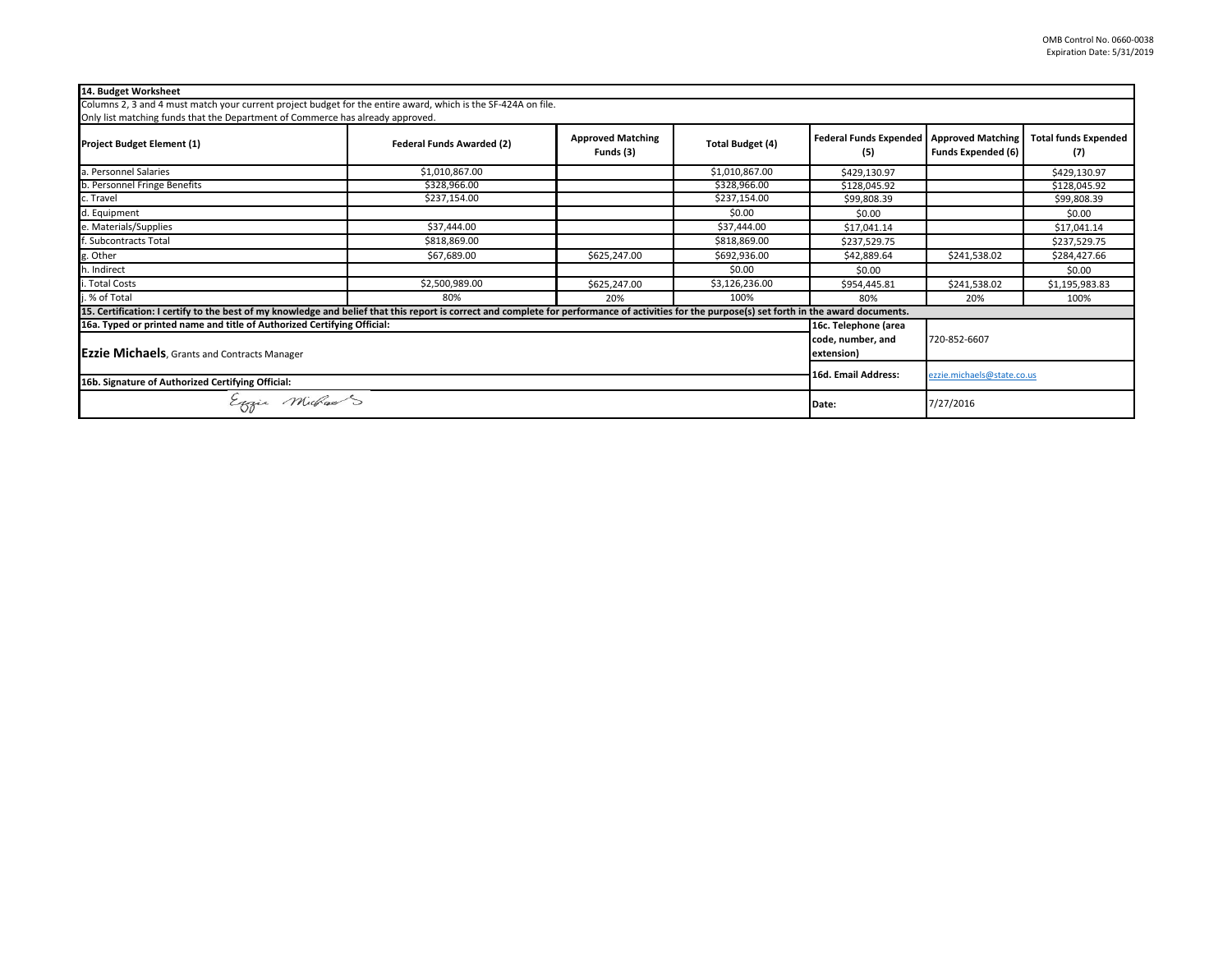OMB Control No. 0660-0038
Expiration Date: 5/31/2019

**14. Budget Worksheet**

Columns 2, 3 and 4 must match your current project budget for the entire award, which is the SF-424A on file.
Only list matching funds that the Department of Commerce has already approved.

| Project Budget Element (1) | Federal Funds Awarded (2) | Approved Matching Funds (3) | Total Budget (4) | Federal Funds Expended (5) | Approved Matching Funds Expended (6) | Total funds Expended (7) |
|---|---|---|---|---|---|---|
| a. Personnel Salaries | $1,010,867.00 | | $1,010,867.00 | $429,130.97 | | $429,130.97 |
| b. Personnel Fringe Benefits | $328,966.00 | | $328,966.00 | $128,045.92 | | $128,045.92 |
| c. Travel | $237,154.00 | | $237,154.00 | $99,808.39 | | $99,808.39 |
| d. Equipment | | | $0.00 | $0.00 | | $0.00 |
| e. Materials/Supplies | $37,444.00 | | $37,444.00 | $17,041.14 | | $17,041.14 |
| f. Subcontracts Total | $818,869.00 | | $818,869.00 | $237,529.75 | | $237,529.75 |
| g. Other | $67,689.00 | $625,247.00 | $692,936.00 | $42,889.64 | $241,538.02 | $284,427.66 |
| h. Indirect | | | $0.00 | $0.00 | | $0.00 |
| i. Total Costs | $2,500,989.00 | $625,247.00 | $3,126,236.00 | $954,445.81 | $241,538.02 | $1,195,983.83 |
| j. % of Total | 80% | 20% | 100% | 80% | 20% | 100% |

**15. Certification: I certify to the best of my knowledge and belief that this report is correct and complete for performance of activities for the purpose(s) set forth in the award documents.**

| | | |
|---|---|---|
| **16a. Typed or printed name and title of Authorized Certifying Official:** **Ezzie Michaels**, Grants and Contracts Manager | **16c. Telephone (area code, number, and extension)** | 720-852-6607 |
| **16b. Signature of Authorized Certifying Official:** | **16d. Email Address:** | ezzie.michaels@state.co.us |
| Ezzie Michaels | **Date:** | 7/27/2016 |